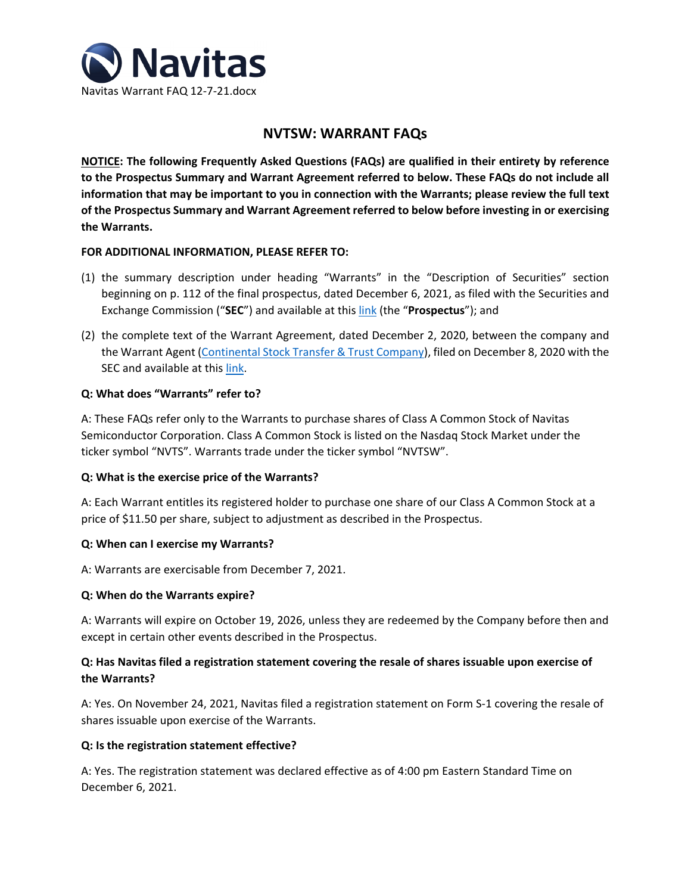Navitas

Navitas Warrant FAQ 12-7-21.docx

# NVTSW: WARRANT FAQs

**NOTICE: The following Frequently Asked Questions (FAQs) are qualified in their entirety by reference to the Prospectus Summary and Warrant Agreement referred to below. These FAQs do not include all information that may be important to you in connection with the Warrants; please review the full text of the Prospectus Summary and Warrant Agreement referred to below before investing in or exercising the Warrants.**

**FOR ADDITIONAL INFORMATION, PLEASE REFER TO:**

(1) the summary description under heading "Warrants" in the "Description of Securities" section beginning on p. 112 of the final prospectus, dated December 6, 2021, as filed with the Securities and Exchange Commission ("**SEC**") and available at this link (the "**Prospectus**"); and

(2) the complete text of the Warrant Agreement, dated December 2, 2020, between the company and the Warrant Agent (Continental Stock Transfer & Trust Company), filed on December 8, 2020 with the SEC and available at this link.

**Q: What does "Warrants" refer to?**

A: These FAQs refer only to the Warrants to purchase shares of Class A Common Stock of Navitas Semiconductor Corporation. Class A Common Stock is listed on the Nasdaq Stock Market under the ticker symbol "NVTS". Warrants trade under the ticker symbol "NVTSW".

**Q: What is the exercise price of the Warrants?**

A: Each Warrant entitles its registered holder to purchase one share of our Class A Common Stock at a price of $11.50 per share, subject to adjustment as described in the Prospectus.

**Q: When can I exercise my Warrants?**

A: Warrants are exercisable from December 7, 2021.

**Q: When do the Warrants expire?**

A: Warrants will expire on October 19, 2026, unless they are redeemed by the Company before then and except in certain other events described in the Prospectus.

**Q: Has Navitas filed a registration statement covering the resale of shares issuable upon exercise of the Warrants?**

A: Yes. On November 24, 2021, Navitas filed a registration statement on Form S-1 covering the resale of shares issuable upon exercise of the Warrants.

**Q: Is the registration statement effective?**

A: Yes. The registration statement was declared effective as of 4:00 pm Eastern Standard Time on December 6, 2021.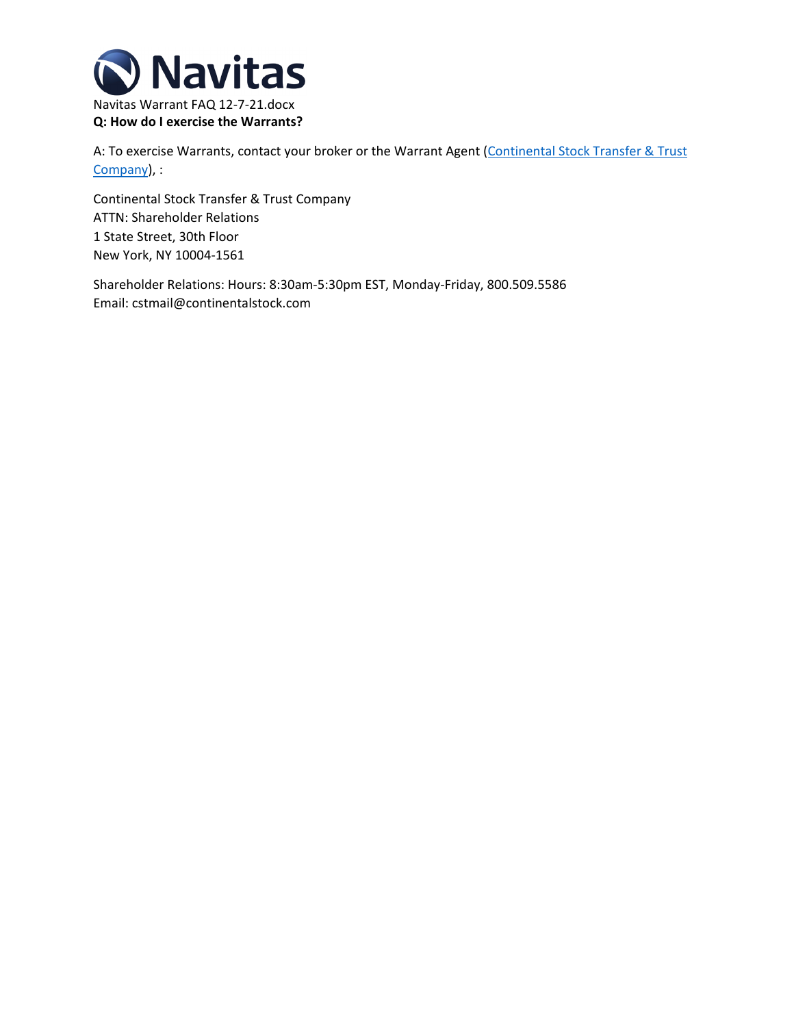Navitas

Navitas Warrant FAQ 12-7-21.docx

**Q: How do I exercise the Warrants?**

A: To exercise Warrants, contact your broker or the Warrant Agent (Continental Stock Transfer & Trust Company), :

Continental Stock Transfer & Trust Company
ATTN: Shareholder Relations
1 State Street, 30th Floor
New York, NY 10004-1561

Shareholder Relations: Hours: 8:30am-5:30pm EST, Monday-Friday, 800.509.5586
Email: cstmail@continentalstock.com